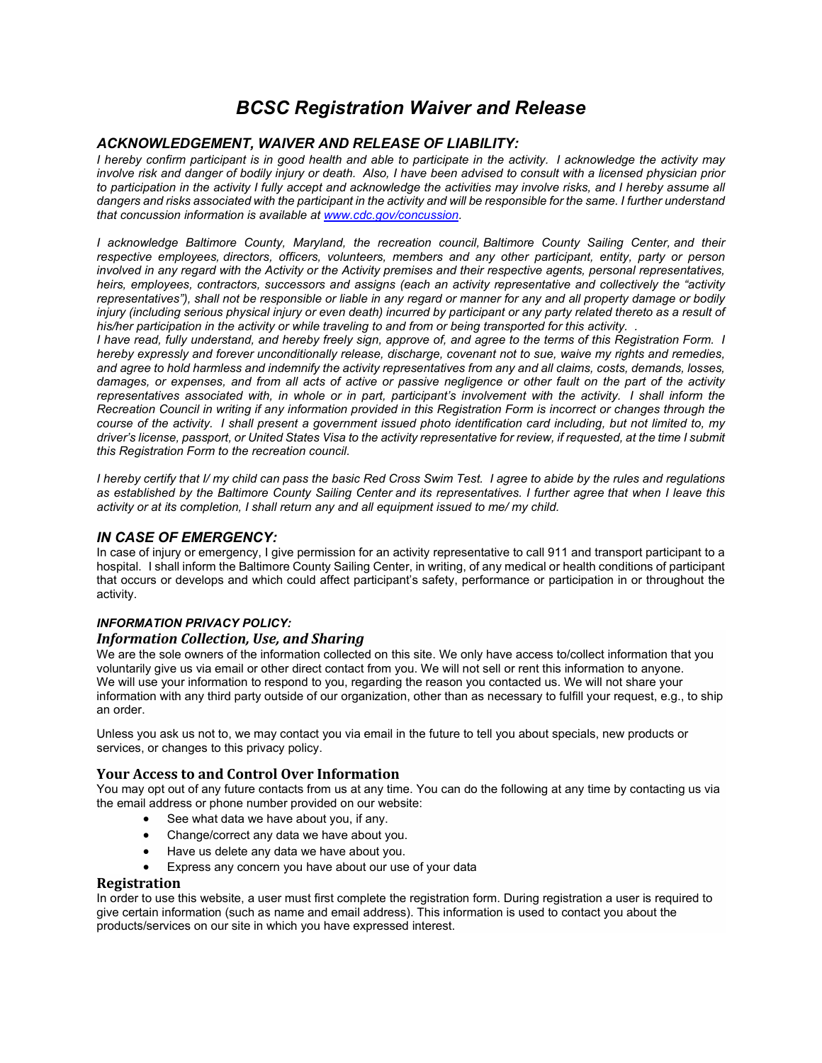# *BCSC Registration Waiver and Release*

## *ACKNOWLEDGEMENT, WAIVER AND RELEASE OF LIABILITY:*

*I hereby confirm participant is in good health and able to participate in the activity. I acknowledge the activity may involve risk and danger of bodily injury or death. Also, I have been advised to consult with a licensed physician prior to participation in the activity I fully accept and acknowledge the activities may involve risks, and I hereby assume all dangers and risks associated with the participant in the activity and will be responsible for the same. I further understand that concussion information is available at [www.cdc.gov/concussion](www.cdc.gov/concussion).*

*I acknowledge Baltimore County, Maryland, the recreation council, Baltimore County Sailing Center, and their respective employees, directors, officers, volunteers, members and any other participant, entity, party or person involved in any regard with the Activity or the Activity premises and their respective agents, personal representatives, heirs, employees, contractors, successors and assigns (each an activity representative and collectively the "activity representatives"), shall not be responsible or liable in any regard or manner for any and all property damage or bodily injury (including serious physical injury or even death) incurred by participant or any party related thereto as a result of his/her participation in the activity or while traveling to and from or being transported for this activity. .*
*I have read, fully understand, and hereby freely sign, approve of, and agree to the terms of this Registration Form. I hereby expressly and forever unconditionally release, discharge, covenant not to sue, waive my rights and remedies, and agree to hold harmless and indemnify the activity representatives from any and all claims, costs, demands, losses, damages, or expenses, and from all acts of active or passive negligence or other fault on the part of the activity representatives associated with, in whole or in part, participant's involvement with the activity. I shall inform the Recreation Council in writing if any information provided in this Registration Form is incorrect or changes through the course of the activity. I shall present a government issued photo identification card including, but not limited to, my driver's license, passport, or United States Visa to the activity representative for review, if requested, at the time I submit this Registration Form to the recreation council.*

*I hereby certify that I/ my child can pass the basic Red Cross Swim Test. I agree to abide by the rules and regulations as established by the Baltimore County Sailing Center and its representatives. I further agree that when I leave this activity or at its completion, I shall return any and all equipment issued to me/ my child.*

## *IN CASE OF EMERGENCY:*

In case of injury or emergency, I give permission for an activity representative to call 911 and transport participant to a hospital. I shall inform the Baltimore County Sailing Center, in writing, of any medical or health conditions of participant that occurs or develops and which could affect participant's safety, performance or participation in or throughout the activity.

#### *INFORMATION PRIVACY POLICY:*

### *Information Collection, Use, and Sharing*

We are the sole owners of the information collected on this site. We only have access to/collect information that you voluntarily give us via email or other direct contact from you. We will not sell or rent this information to anyone.
We will use your information to respond to you, regarding the reason you contacted us. We will not share your information with any third party outside of our organization, other than as necessary to fulfill your request, e.g., to ship an order.

Unless you ask us not to, we may contact you via email in the future to tell you about specials, new products or services, or changes to this privacy policy.

### Your Access to and Control Over Information

You may opt out of any future contacts from us at any time. You can do the following at any time by contacting us via the email address or phone number provided on our website:

- See what data we have about you, if any.
- Change/correct any data we have about you.
- Have us delete any data we have about you.
- Express any concern you have about our use of your data

### Registration

In order to use this website, a user must first complete the registration form. During registration a user is required to give certain information (such as name and email address). This information is used to contact you about the products/services on our site in which you have expressed interest.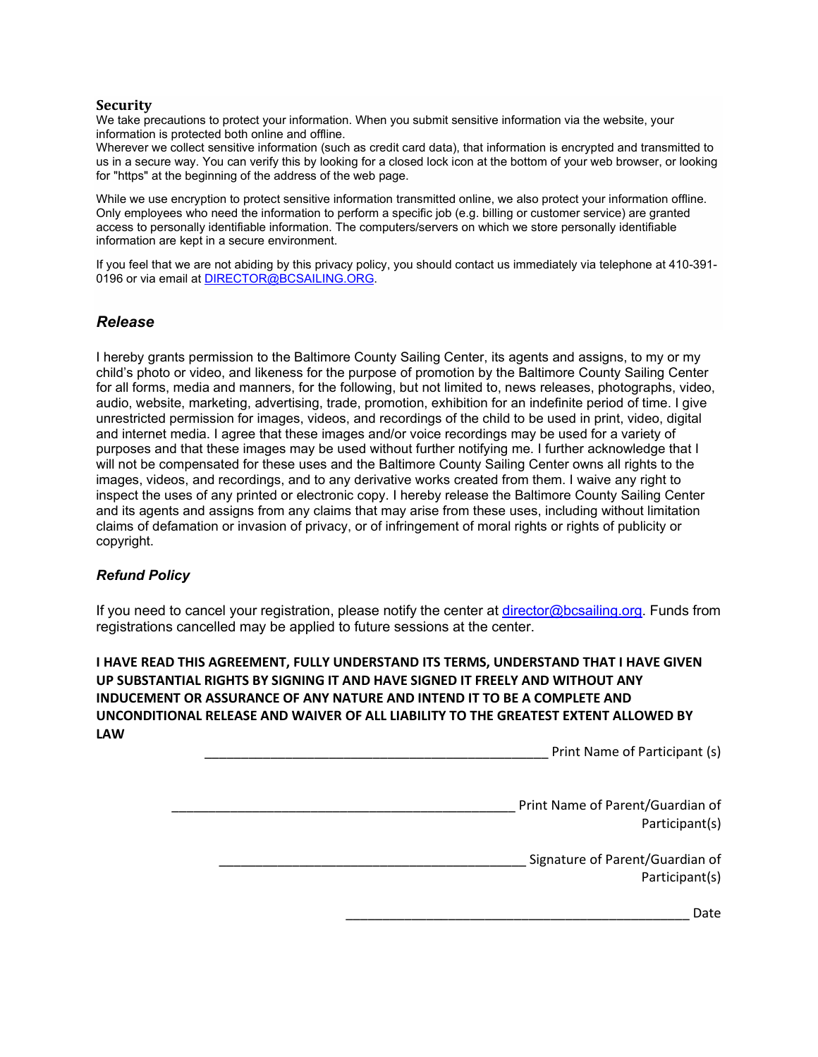## Security

We take precautions to protect your information. When you submit sensitive information via the website, your information is protected both online and offline.

Wherever we collect sensitive information (such as credit card data), that information is encrypted and transmitted to us in a secure way. You can verify this by looking for a closed lock icon at the bottom of your web browser, or looking for "https" at the beginning of the address of the web page.

While we use encryption to protect sensitive information transmitted online, we also protect your information offline. Only employees who need the information to perform a specific job (e.g. billing or customer service) are granted access to personally identifiable information. The computers/servers on which we store personally identifiable information are kept in a secure environment.

If you feel that we are not abiding by this privacy policy, you should contact us immediately via telephone at 410-391-0196 or via email at DIRECTOR@BCSAILING.ORG.

## *Release*

I hereby grants permission to the Baltimore County Sailing Center, its agents and assigns, to my or my child's photo or video, and likeness for the purpose of promotion by the Baltimore County Sailing Center for all forms, media and manners, for the following, but not limited to, news releases, photographs, video, audio, website, marketing, advertising, trade, promotion, exhibition for an indefinite period of time. I give unrestricted permission for images, videos, and recordings of the child to be used in print, video, digital and internet media. I agree that these images and/or voice recordings may be used for a variety of purposes and that these images may be used without further notifying me. I further acknowledge that I will not be compensated for these uses and the Baltimore County Sailing Center owns all rights to the images, videos, and recordings, and to any derivative works created from them. I waive any right to inspect the uses of any printed or electronic copy. I hereby release the Baltimore County Sailing Center and its agents and assigns from any claims that may arise from these uses, including without limitation claims of defamation or invasion of privacy, or of infringement of moral rights or rights of publicity or copyright.

## *Refund Policy*

If you need to cancel your registration, please notify the center at director@bcsailing.org. Funds from registrations cancelled may be applied to future sessions at the center.

**I HAVE READ THIS AGREEMENT, FULLY UNDERSTAND ITS TERMS, UNDERSTAND THAT I HAVE GIVEN UP SUBSTANTIAL RIGHTS BY SIGNING IT AND HAVE SIGNED IT FREELY AND WITHOUT ANY INDUCEMENT OR ASSURANCE OF ANY NATURE AND INTEND IT TO BE A COMPLETE AND UNCONDITIONAL RELEASE AND WAIVER OF ALL LIABILITY TO THE GREATEST EXTENT ALLOWED BY LAW**

_______________________________________________ Print Name of Participant (s)

_______________________________________________ Print Name of Parent/Guardian of Participant(s)

__________________________________________ Signature of Parent/Guardian of Participant(s)

_______________________________________________ Date